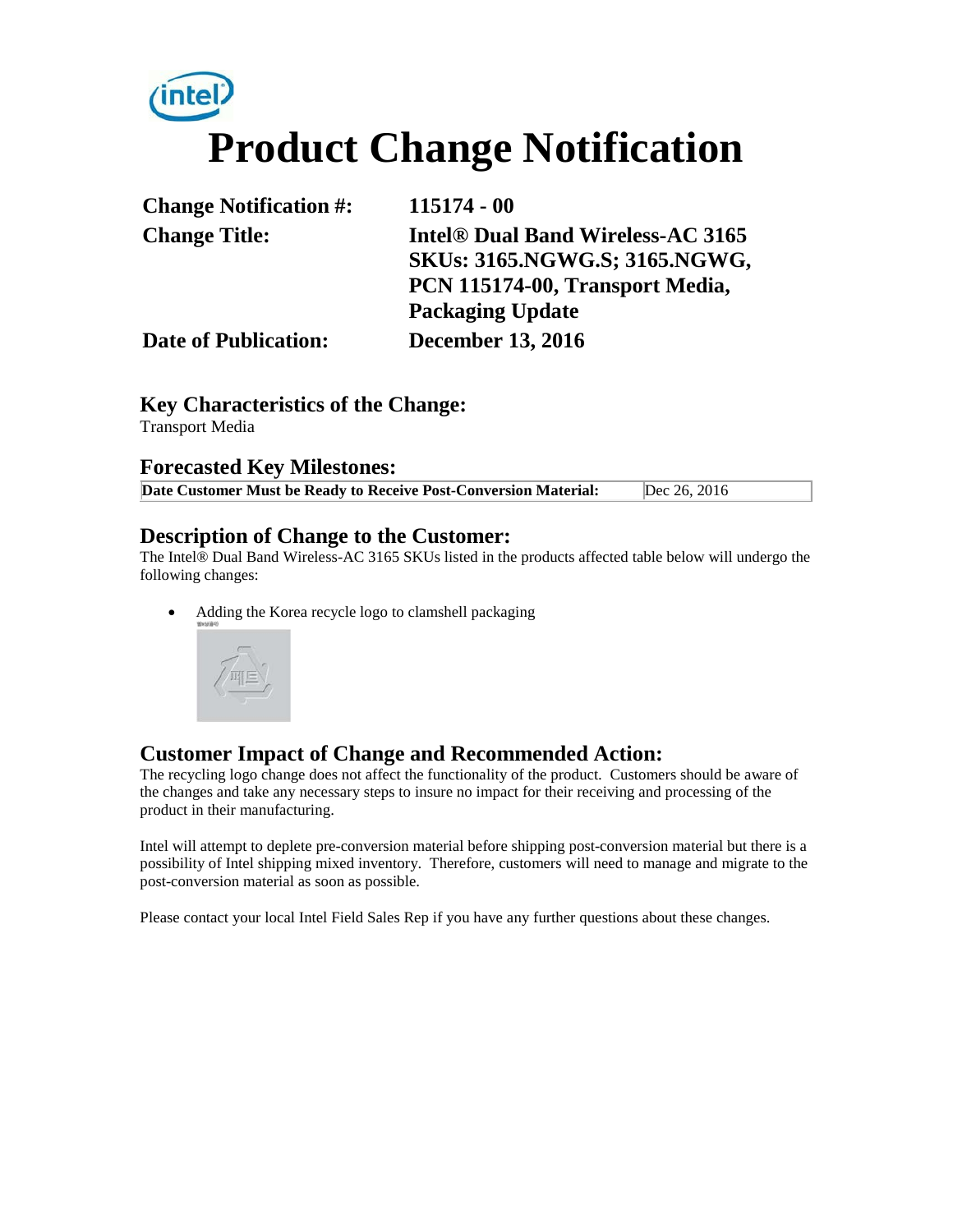# Product Change Notification

| | |
|---|---|
| **Change Notification #:** | **115174 - 00** |
| **Change Title:** | **Intel® Dual Band Wireless-AC 3165 SKUs: 3165.NGWG.S; 3165.NGWG, PCN 115174-00, Transport Media, Packaging Update** |
| **Date of Publication:** | **December 13, 2016** |

## Key Characteristics of the Change:

Transport Media

## Forecasted Key Milestones:

| | |
|---|---|
| **Date Customer Must be Ready to Receive Post-Conversion Material:** | Dec 26, 2016 |

## Description of Change to the Customer:

The Intel® Dual Band Wireless-AC 3165 SKUs listed in the products affected table below will undergo the following changes:

- Adding the Korea recycle logo to clamshell packaging

## Customer Impact of Change and Recommended Action:

The recycling logo change does not affect the functionality of the product. Customers should be aware of the changes and take any necessary steps to insure no impact for their receiving and processing of the product in their manufacturing.

Intel will attempt to deplete pre-conversion material before shipping post-conversion material but there is a possibility of Intel shipping mixed inventory. Therefore, customers will need to manage and migrate to the post-conversion material as soon as possible.

Please contact your local Intel Field Sales Rep if you have any further questions about these changes.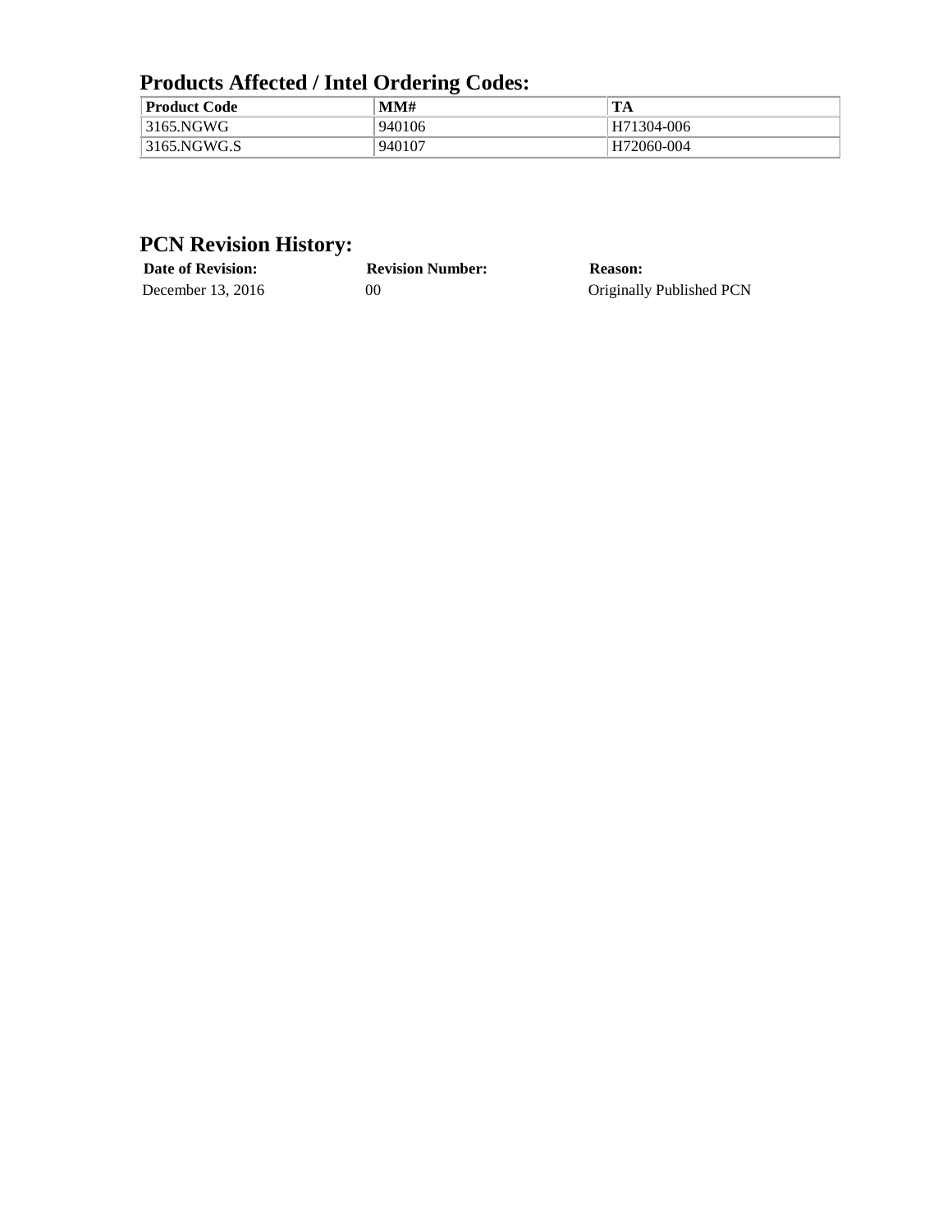## Products Affected / Intel Ordering Codes:

| Product Code | MM# | TA |
|---|---|---|
| 3165.NGWG | 940106 | H71304-006 |
| 3165.NGWG.S | 940107 | H72060-004 |

## PCN Revision History:

| Date of Revision: | Revision Number: | Reason: |
|---|---|---|
| December 13, 2016 | 00 | Originally Published PCN |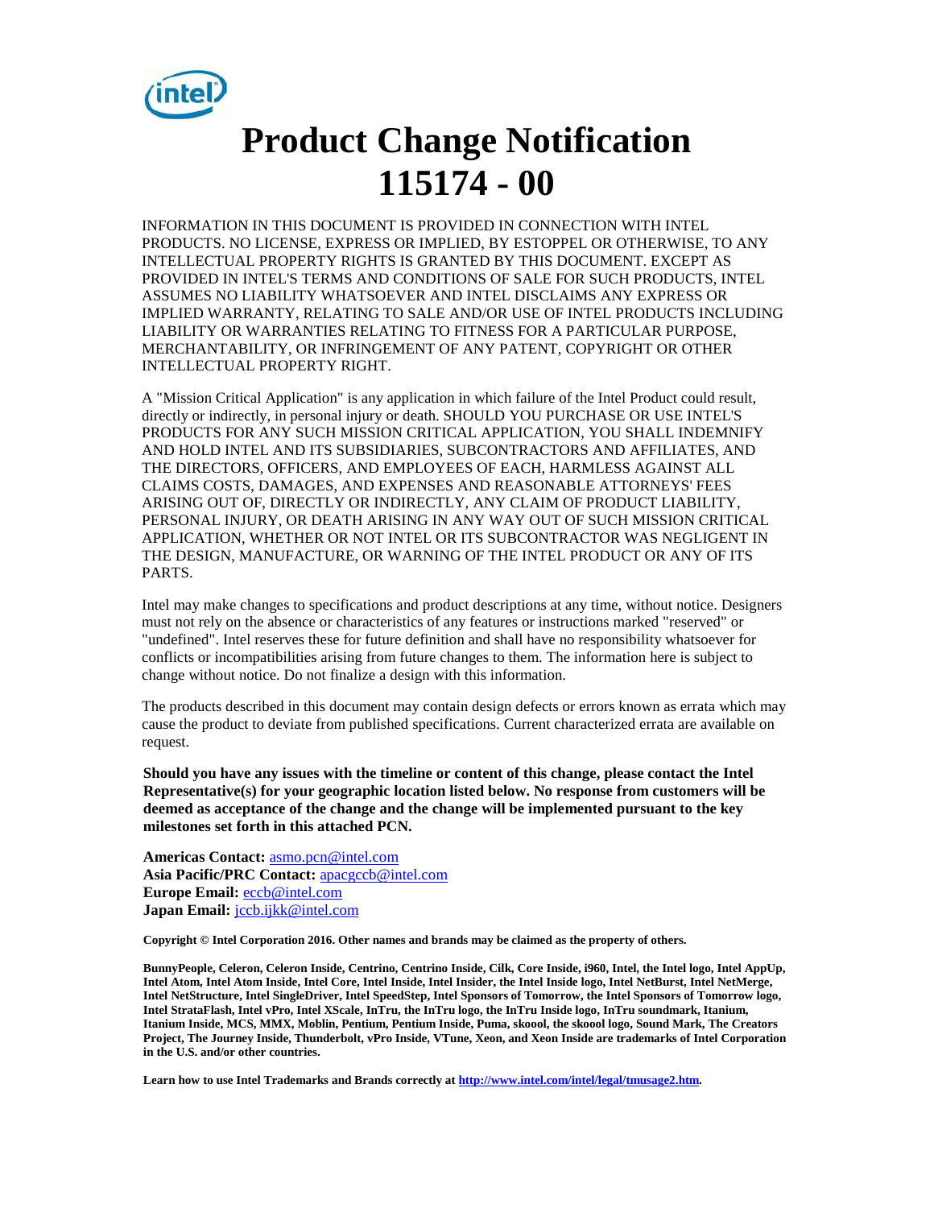# Product Change Notification 115174 - 00

INFORMATION IN THIS DOCUMENT IS PROVIDED IN CONNECTION WITH INTEL PRODUCTS. NO LICENSE, EXPRESS OR IMPLIED, BY ESTOPPEL OR OTHERWISE, TO ANY INTELLECTUAL PROPERTY RIGHTS IS GRANTED BY THIS DOCUMENT. EXCEPT AS PROVIDED IN INTEL'S TERMS AND CONDITIONS OF SALE FOR SUCH PRODUCTS, INTEL ASSUMES NO LIABILITY WHATSOEVER AND INTEL DISCLAIMS ANY EXPRESS OR IMPLIED WARRANTY, RELATING TO SALE AND/OR USE OF INTEL PRODUCTS INCLUDING LIABILITY OR WARRANTIES RELATING TO FITNESS FOR A PARTICULAR PURPOSE, MERCHANTABILITY, OR INFRINGEMENT OF ANY PATENT, COPYRIGHT OR OTHER INTELLECTUAL PROPERTY RIGHT.

A "Mission Critical Application" is any application in which failure of the Intel Product could result, directly or indirectly, in personal injury or death. SHOULD YOU PURCHASE OR USE INTEL'S PRODUCTS FOR ANY SUCH MISSION CRITICAL APPLICATION, YOU SHALL INDEMNIFY AND HOLD INTEL AND ITS SUBSIDIARIES, SUBCONTRACTORS AND AFFILIATES, AND THE DIRECTORS, OFFICERS, AND EMPLOYEES OF EACH, HARMLESS AGAINST ALL CLAIMS COSTS, DAMAGES, AND EXPENSES AND REASONABLE ATTORNEYS' FEES ARISING OUT OF, DIRECTLY OR INDIRECTLY, ANY CLAIM OF PRODUCT LIABILITY, PERSONAL INJURY, OR DEATH ARISING IN ANY WAY OUT OF SUCH MISSION CRITICAL APPLICATION, WHETHER OR NOT INTEL OR ITS SUBCONTRACTOR WAS NEGLIGENT IN THE DESIGN, MANUFACTURE, OR WARNING OF THE INTEL PRODUCT OR ANY OF ITS PARTS.

Intel may make changes to specifications and product descriptions at any time, without notice. Designers must not rely on the absence or characteristics of any features or instructions marked "reserved" or "undefined". Intel reserves these for future definition and shall have no responsibility whatsoever for conflicts or incompatibilities arising from future changes to them. The information here is subject to change without notice. Do not finalize a design with this information.

The products described in this document may contain design defects or errors known as errata which may cause the product to deviate from published specifications. Current characterized errata are available on request.

**Should you have any issues with the timeline or content of this change, please contact the Intel Representative(s) for your geographic location listed below. No response from customers will be deemed as acceptance of the change and the change will be implemented pursuant to the key milestones set forth in this attached PCN.**

**Americas Contact:** asmo.pcn@intel.com
**Asia Pacific/PRC Contact:** apacgccb@intel.com
**Europe Email:** eccb@intel.com
**Japan Email:** jccb.ijkk@intel.com

**Copyright © Intel Corporation 2016. Other names and brands may be claimed as the property of others.**

**BunnyPeople, Celeron, Celeron Inside, Centrino, Centrino Inside, Cilk, Core Inside, i960, Intel, the Intel logo, Intel AppUp, Intel Atom, Intel Atom Inside, Intel Core, Intel Inside, Intel Insider, the Intel Inside logo, Intel NetBurst, Intel NetMerge, Intel NetStructure, Intel SingleDriver, Intel SpeedStep, Intel Sponsors of Tomorrow, the Intel Sponsors of Tomorrow logo, Intel StrataFlash, Intel vPro, Intel XScale, InTru, the InTru logo, the InTru Inside logo, InTru soundmark, Itanium, Itanium Inside, MCS, MMX, Moblin, Pentium, Pentium Inside, Puma, skoool, the skoool logo, Sound Mark, The Creators Project, The Journey Inside, Thunderbolt, vPro Inside, VTune, Xeon, and Xeon Inside are trademarks of Intel Corporation in the U.S. and/or other countries.**

**Learn how to use Intel Trademarks and Brands correctly at http://www.intel.com/intel/legal/tmusage2.htm.**